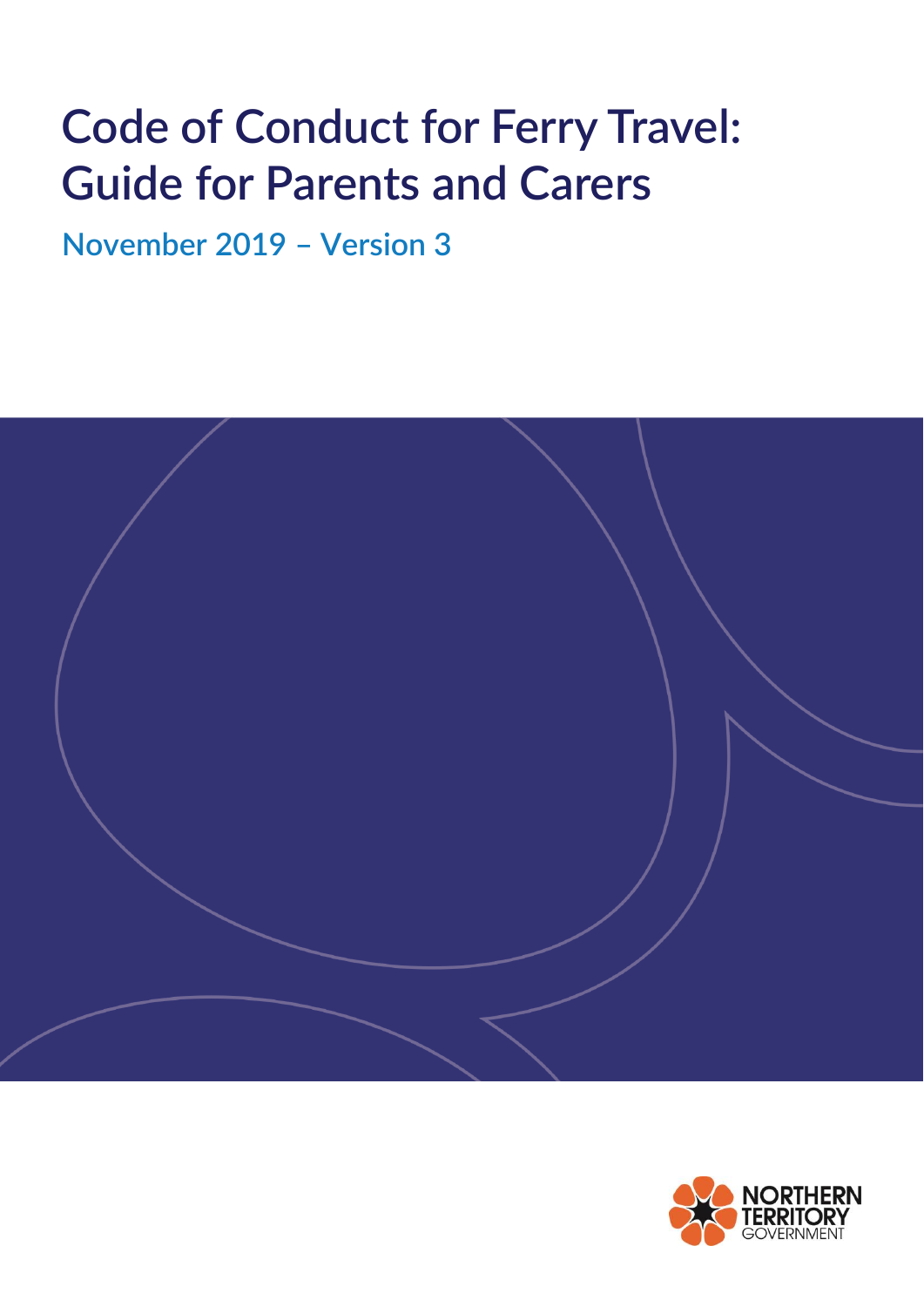# Code of Conduct for Ferry Travel: Guide for Parents and Carers

**November 2019 – Version 3**

NORTHERN TERRITORY GOVERNMENT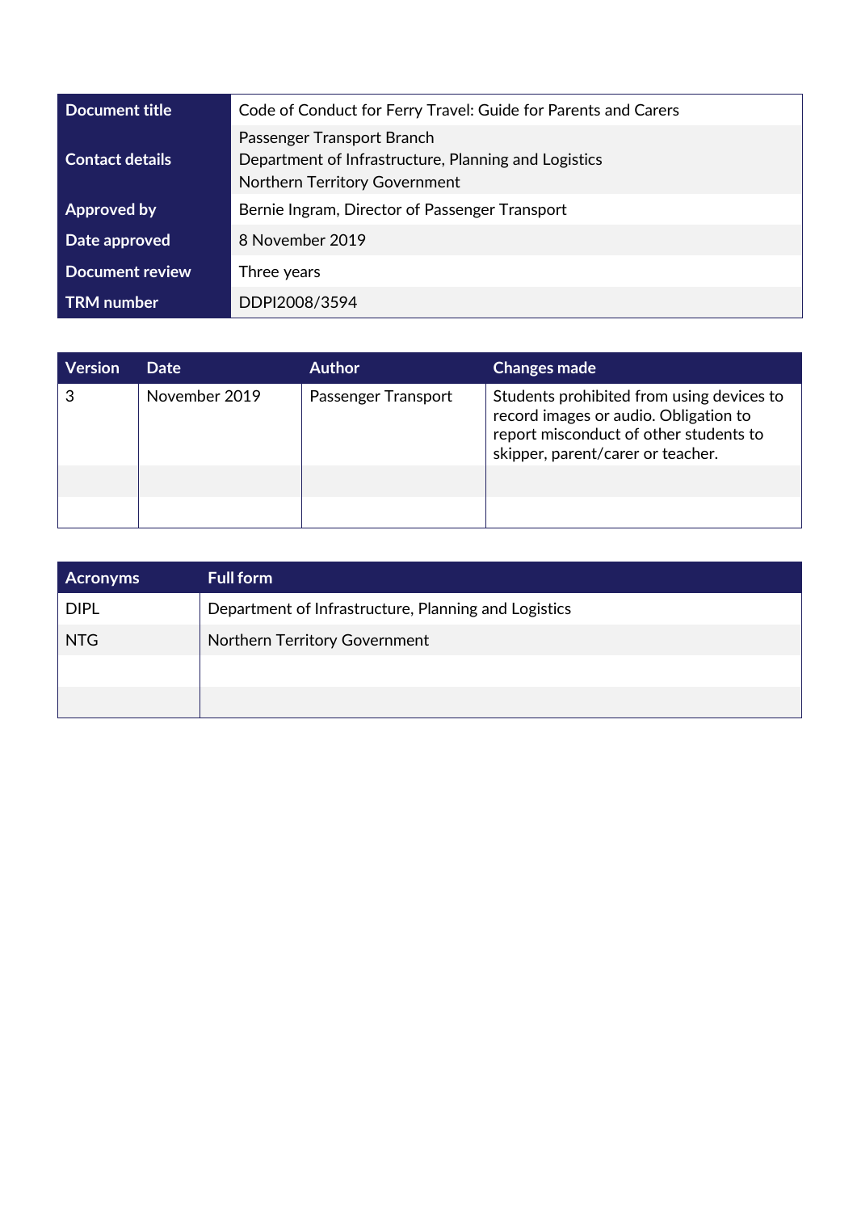| Document title | Code of Conduct for Ferry Travel: Guide for Parents and Carers |
|---|---|
| Contact details | Passenger Transport Branch<br>Department of Infrastructure, Planning and Logistics<br>Northern Territory Government |
| Approved by | Bernie Ingram, Director of Passenger Transport |
| Date approved | 8 November 2019 |
| Document review | Three years |
| TRM number | DDPI2008/3594 |

| Version | Date | Author | Changes made |
|---|---|---|---|
| 3 | November 2019 | Passenger Transport | Students prohibited from using devices to record images or audio. Obligation to report misconduct of other students to skipper, parent/carer or teacher. |
| | | | |
| | | | |

| Acronyms | Full form |
|---|---|
| DIPL | Department of Infrastructure, Planning and Logistics |
| NTG | Northern Territory Government |
| | |
| | |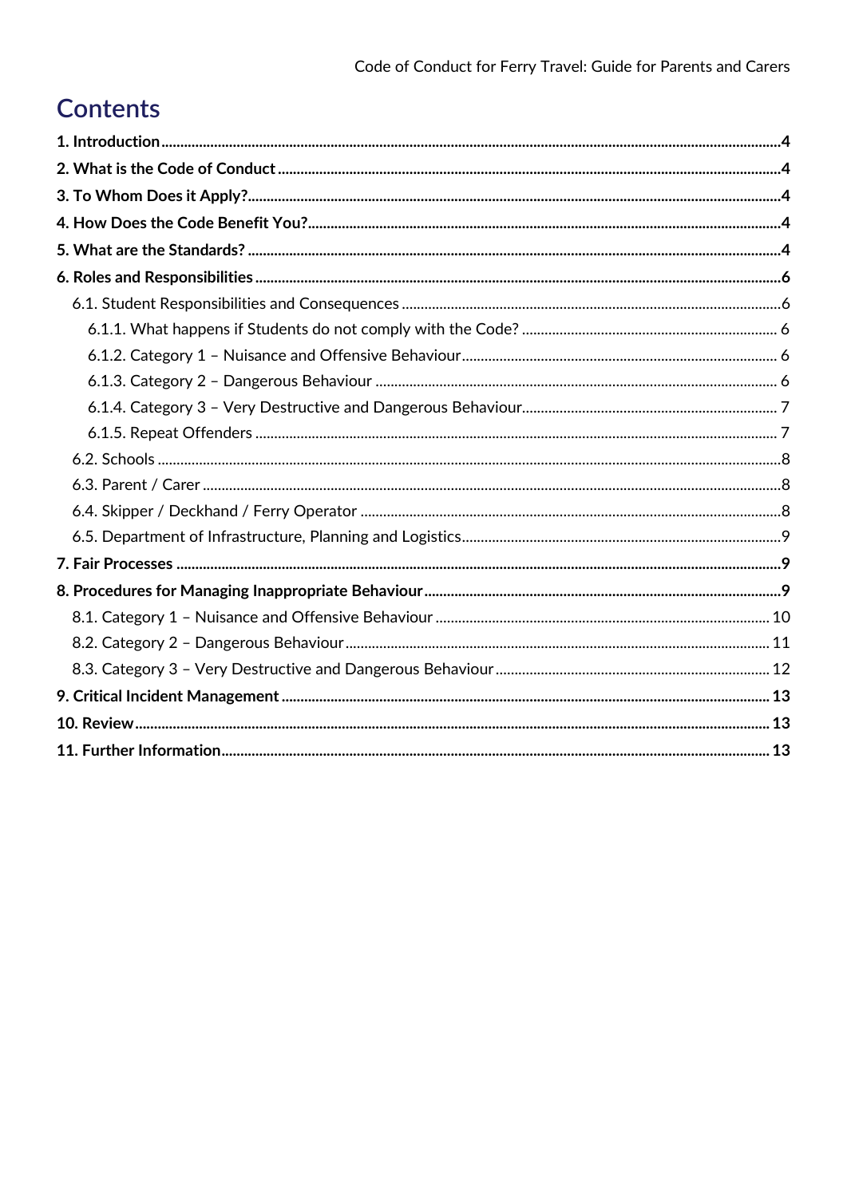# Contents

**1. Introduction** 4

**2. What is the Code of Conduct** 4

**3. To Whom Does it Apply?** 4

**4. How Does the Code Benefit You?** 4

**5. What are the Standards?** 4

**6. Roles and Responsibilities** 6

- 6.1. Student Responsibilities and Consequences 6
  - 6.1.1. What happens if Students do not comply with the Code? 6
  - 6.1.2. Category 1 – Nuisance and Offensive Behaviour 6
  - 6.1.3. Category 2 – Dangerous Behaviour 6
  - 6.1.4. Category 3 – Very Destructive and Dangerous Behaviour 7
  - 6.1.5. Repeat Offenders 7
- 6.2. Schools 8
- 6.3. Parent / Carer 8
- 6.4. Skipper / Deckhand / Ferry Operator 8
- 6.5. Department of Infrastructure, Planning and Logistics 9

**7. Fair Processes** 9

**8. Procedures for Managing Inappropriate Behaviour** 9

- 8.1. Category 1 – Nuisance and Offensive Behaviour 10
- 8.2. Category 2 – Dangerous Behaviour 11
- 8.3. Category 3 – Very Destructive and Dangerous Behaviour 12

**9. Critical Incident Management** 13

**10. Review** 13

**11. Further Information** 13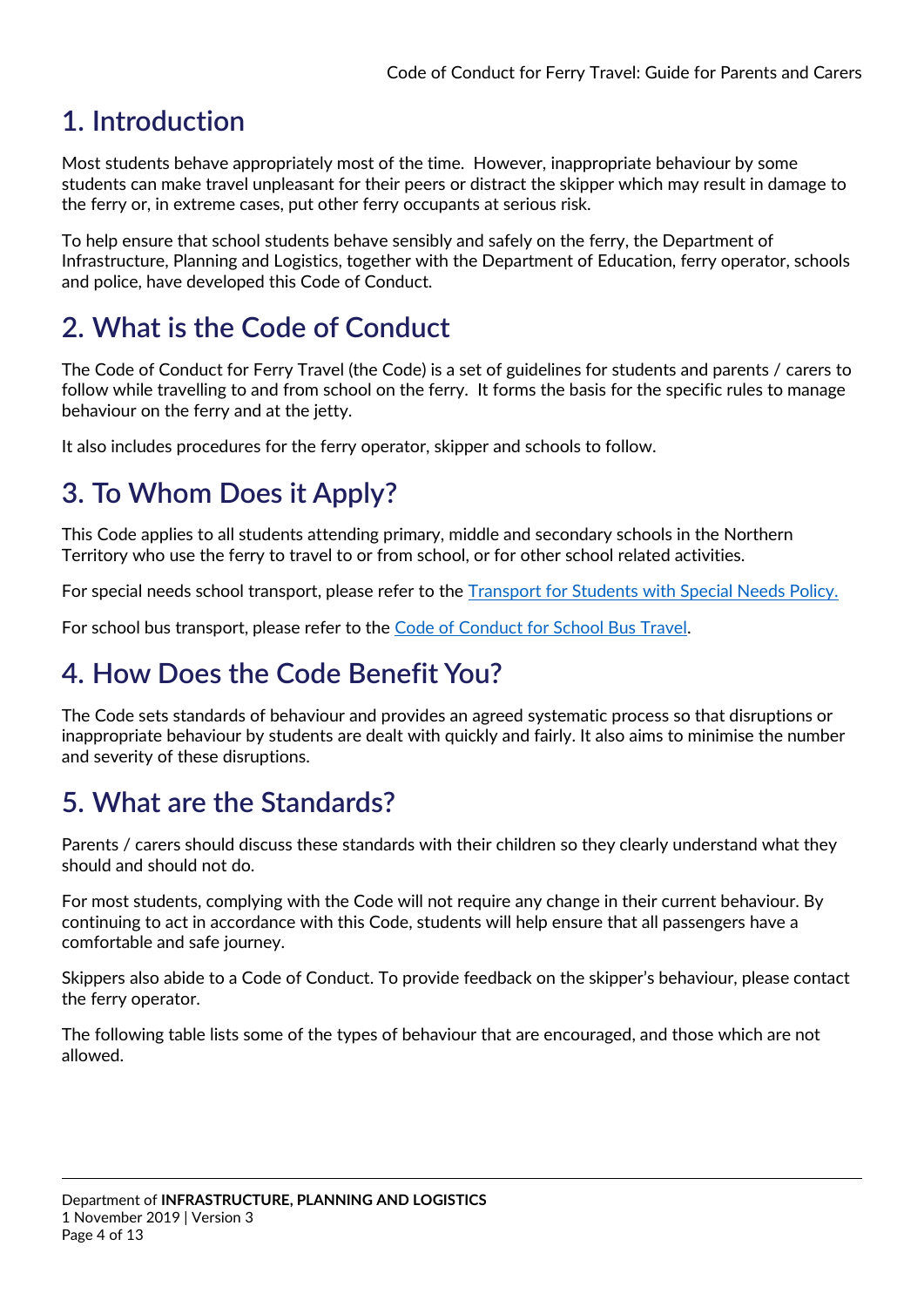## 1. Introduction

Most students behave appropriately most of the time. However, inappropriate behaviour by some students can make travel unpleasant for their peers or distract the skipper which may result in damage to the ferry or, in extreme cases, put other ferry occupants at serious risk.

To help ensure that school students behave sensibly and safely on the ferry, the Department of Infrastructure, Planning and Logistics, together with the Department of Education, ferry operator, schools and police, have developed this Code of Conduct.

## 2. What is the Code of Conduct

The Code of Conduct for Ferry Travel (the Code) is a set of guidelines for students and parents / carers to follow while travelling to and from school on the ferry. It forms the basis for the specific rules to manage behaviour on the ferry and at the jetty.

It also includes procedures for the ferry operator, skipper and schools to follow.

## 3. To Whom Does it Apply?

This Code applies to all students attending primary, middle and secondary schools in the Northern Territory who use the ferry to travel to or from school, or for other school related activities.

For special needs school transport, please refer to the Transport for Students with Special Needs Policy.

For school bus transport, please refer to the Code of Conduct for School Bus Travel.

## 4. How Does the Code Benefit You?

The Code sets standards of behaviour and provides an agreed systematic process so that disruptions or inappropriate behaviour by students are dealt with quickly and fairly. It also aims to minimise the number and severity of these disruptions.

## 5. What are the Standards?

Parents / carers should discuss these standards with their children so they clearly understand what they should and should not do.

For most students, complying with the Code will not require any change in their current behaviour. By continuing to act in accordance with this Code, students will help ensure that all passengers have a comfortable and safe journey.

Skippers also abide to a Code of Conduct. To provide feedback on the skipper's behaviour, please contact the ferry operator.

The following table lists some of the types of behaviour that are encouraged, and those which are not allowed.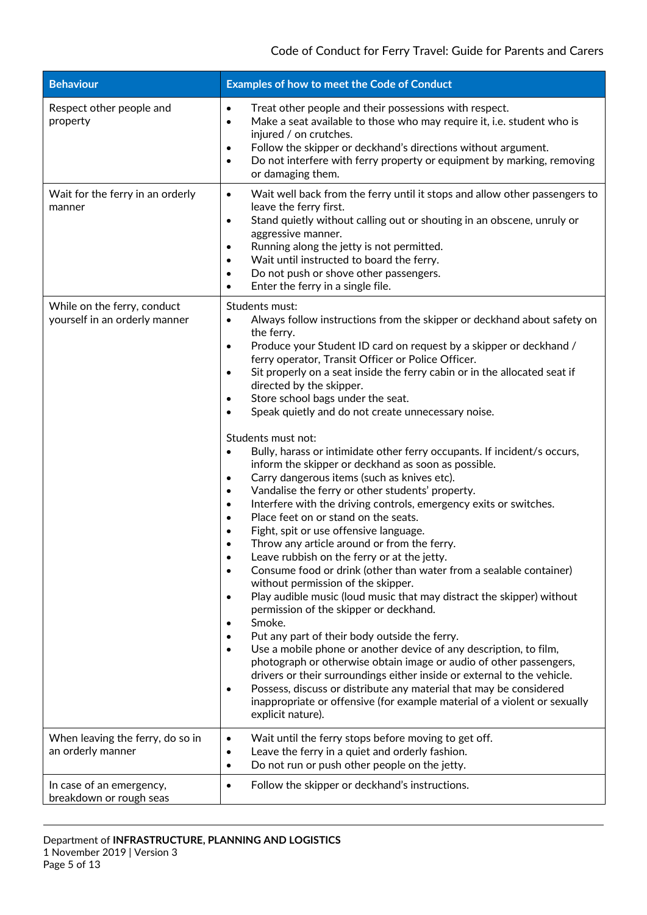| Behaviour | Examples of how to meet the Code of Conduct |
|---|---|
| Respect other people and property | • Treat other people and their possessions with respect.<br>• Make a seat available to those who may require it, i.e. student who is injured / on crutches.<br>• Follow the skipper or deckhand's directions without argument.<br>• Do not interfere with ferry property or equipment by marking, removing or damaging them. |
| Wait for the ferry in an orderly manner | • Wait well back from the ferry until it stops and allow other passengers to leave the ferry first.<br>• Stand quietly without calling out or shouting in an obscene, unruly or aggressive manner.<br>• Running along the jetty is not permitted.<br>• Wait until instructed to board the ferry.<br>• Do not push or shove other passengers.<br>• Enter the ferry in a single file. |
| While on the ferry, conduct yourself in an orderly manner | Students must:<br>• Always follow instructions from the skipper or deckhand about safety on the ferry.<br>• Produce your Student ID card on request by a skipper or deckhand / ferry operator, Transit Officer or Police Officer.<br>• Sit properly on a seat inside the ferry cabin or in the allocated seat if directed by the skipper.<br>• Store school bags under the seat.<br>• Speak quietly and do not create unnecessary noise.<br><br>Students must not:<br>• Bully, harass or intimidate other ferry occupants. If incident/s occurs, inform the skipper or deckhand as soon as possible.<br>• Carry dangerous items (such as knives etc).<br>• Vandalise the ferry or other students' property.<br>• Interfere with the driving controls, emergency exits or switches.<br>• Place feet on or stand on the seats.<br>• Fight, spit or use offensive language.<br>• Throw any article around or from the ferry.<br>• Leave rubbish on the ferry or at the jetty.<br>• Consume food or drink (other than water from a sealable container) without permission of the skipper.<br>• Play audible music (loud music that may distract the skipper) without permission of the skipper or deckhand.<br>• Smoke.<br>• Put any part of their body outside the ferry.<br>• Use a mobile phone or another device of any description, to film, photograph or otherwise obtain image or audio of other passengers, drivers or their surroundings either inside or external to the vehicle.<br>• Possess, discuss or distribute any material that may be considered inappropriate or offensive (for example material of a violent or sexually explicit nature). |
| When leaving the ferry, do so in an orderly manner | • Wait until the ferry stops before moving to get off.<br>• Leave the ferry in a quiet and orderly fashion.<br>• Do not run or push other people on the jetty. |
| In case of an emergency, breakdown or rough seas | • Follow the skipper or deckhand's instructions. |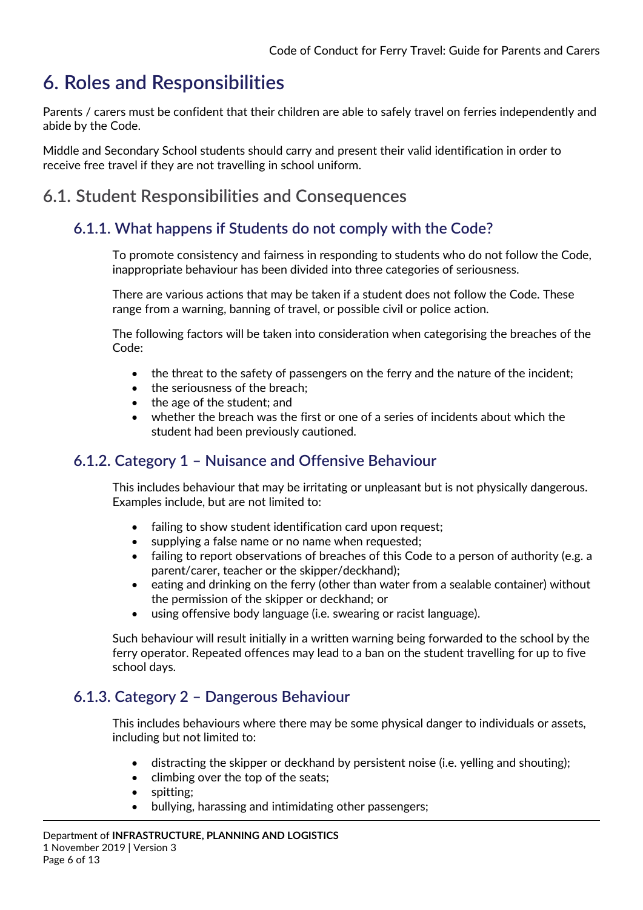# 6. Roles and Responsibilities

Parents / carers must be confident that their children are able to safely travel on ferries independently and abide by the Code.

Middle and Secondary School students should carry and present their valid identification in order to receive free travel if they are not travelling in school uniform.

## 6.1. Student Responsibilities and Consequences

### 6.1.1. What happens if Students do not comply with the Code?

To promote consistency and fairness in responding to students who do not follow the Code, inappropriate behaviour has been divided into three categories of seriousness.

There are various actions that may be taken if a student does not follow the Code. These range from a warning, banning of travel, or possible civil or police action.

The following factors will be taken into consideration when categorising the breaches of the Code:

- the threat to the safety of passengers on the ferry and the nature of the incident;
- the seriousness of the breach;
- the age of the student; and
- whether the breach was the first or one of a series of incidents about which the student had been previously cautioned.

### 6.1.2. Category 1 – Nuisance and Offensive Behaviour

This includes behaviour that may be irritating or unpleasant but is not physically dangerous. Examples include, but are not limited to:

- failing to show student identification card upon request;
- supplying a false name or no name when requested;
- failing to report observations of breaches of this Code to a person of authority (e.g. a parent/carer, teacher or the skipper/deckhand);
- eating and drinking on the ferry (other than water from a sealable container) without the permission of the skipper or deckhand; or
- using offensive body language (i.e. swearing or racist language).

Such behaviour will result initially in a written warning being forwarded to the school by the ferry operator. Repeated offences may lead to a ban on the student travelling for up to five school days.

### 6.1.3. Category 2 – Dangerous Behaviour

This includes behaviours where there may be some physical danger to individuals or assets, including but not limited to:

- distracting the skipper or deckhand by persistent noise (i.e. yelling and shouting);
- climbing over the top of the seats;
- spitting;
- bullying, harassing and intimidating other passengers;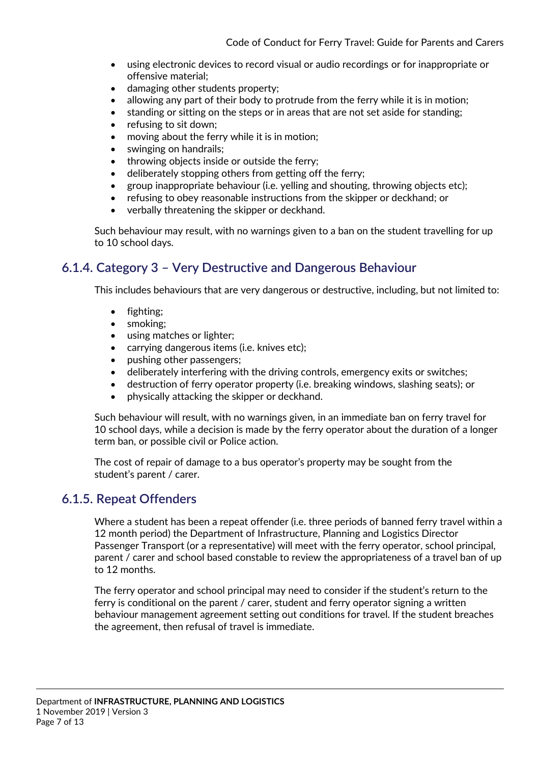- using electronic devices to record visual or audio recordings or for inappropriate or offensive material;
- damaging other students property;
- allowing any part of their body to protrude from the ferry while it is in motion;
- standing or sitting on the steps or in areas that are not set aside for standing;
- refusing to sit down;
- moving about the ferry while it is in motion;
- swinging on handrails;
- throwing objects inside or outside the ferry;
- deliberately stopping others from getting off the ferry;
- group inappropriate behaviour (i.e. yelling and shouting, throwing objects etc);
- refusing to obey reasonable instructions from the skipper or deckhand; or
- verbally threatening the skipper or deckhand.

Such behaviour may result, with no warnings given to a ban on the student travelling for up to 10 school days.

### 6.1.4. Category 3 – Very Destructive and Dangerous Behaviour

This includes behaviours that are very dangerous or destructive, including, but not limited to:

- fighting;
- smoking;
- using matches or lighter;
- carrying dangerous items (i.e. knives etc);
- pushing other passengers;
- deliberately interfering with the driving controls, emergency exits or switches;
- destruction of ferry operator property (i.e. breaking windows, slashing seats); or
- physically attacking the skipper or deckhand.

Such behaviour will result, with no warnings given, in an immediate ban on ferry travel for 10 school days, while a decision is made by the ferry operator about the duration of a longer term ban, or possible civil or Police action.

The cost of repair of damage to a bus operator's property may be sought from the student's parent / carer.

### 6.1.5. Repeat Offenders

Where a student has been a repeat offender (i.e. three periods of banned ferry travel within a 12 month period) the Department of Infrastructure, Planning and Logistics Director Passenger Transport (or a representative) will meet with the ferry operator, school principal, parent / carer and school based constable to review the appropriateness of a travel ban of up to 12 months.

The ferry operator and school principal may need to consider if the student's return to the ferry is conditional on the parent / carer, student and ferry operator signing a written behaviour management agreement setting out conditions for travel. If the student breaches the agreement, then refusal of travel is immediate.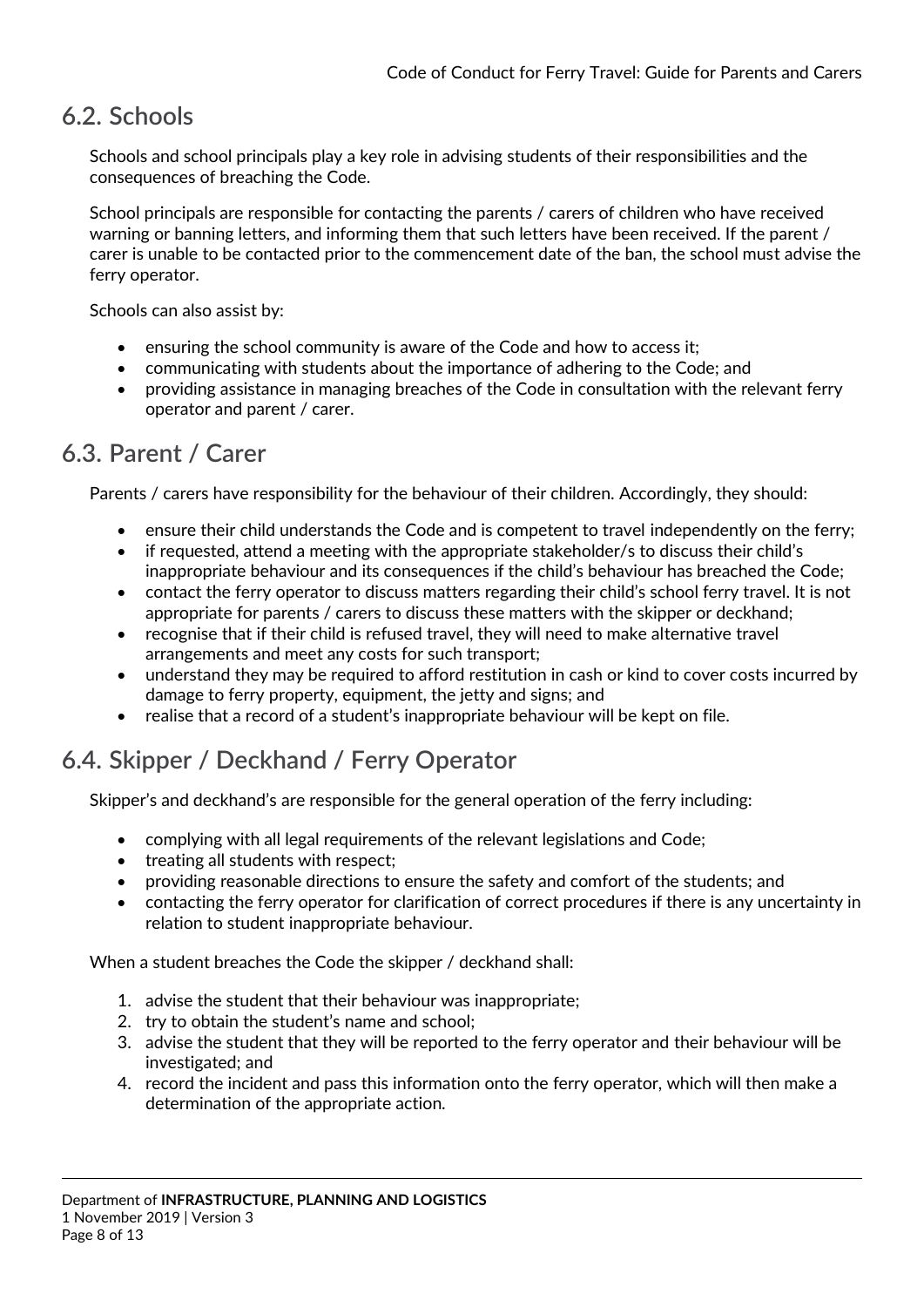## 6.2. Schools

Schools and school principals play a key role in advising students of their responsibilities and the consequences of breaching the Code.

School principals are responsible for contacting the parents / carers of children who have received warning or banning letters, and informing them that such letters have been received. If the parent / carer is unable to be contacted prior to the commencement date of the ban, the school must advise the ferry operator.

Schools can also assist by:

- ensuring the school community is aware of the Code and how to access it;
- communicating with students about the importance of adhering to the Code; and
- providing assistance in managing breaches of the Code in consultation with the relevant ferry operator and parent / carer.

## 6.3. Parent / Carer

Parents / carers have responsibility for the behaviour of their children. Accordingly, they should:

- ensure their child understands the Code and is competent to travel independently on the ferry;
- if requested, attend a meeting with the appropriate stakeholder/s to discuss their child's inappropriate behaviour and its consequences if the child's behaviour has breached the Code;
- contact the ferry operator to discuss matters regarding their child's school ferry travel. It is not appropriate for parents / carers to discuss these matters with the skipper or deckhand;
- recognise that if their child is refused travel, they will need to make alternative travel arrangements and meet any costs for such transport;
- understand they may be required to afford restitution in cash or kind to cover costs incurred by damage to ferry property, equipment, the jetty and signs; and
- realise that a record of a student's inappropriate behaviour will be kept on file.

## 6.4. Skipper / Deckhand / Ferry Operator

Skipper's and deckhand's are responsible for the general operation of the ferry including:

- complying with all legal requirements of the relevant legislations and Code;
- treating all students with respect;
- providing reasonable directions to ensure the safety and comfort of the students; and
- contacting the ferry operator for clarification of correct procedures if there is any uncertainty in relation to student inappropriate behaviour.

When a student breaches the Code the skipper / deckhand shall:

1. advise the student that their behaviour was inappropriate;
2. try to obtain the student's name and school;
3. advise the student that they will be reported to the ferry operator and their behaviour will be investigated; and
4. record the incident and pass this information onto the ferry operator, which will then make a determination of the appropriate action.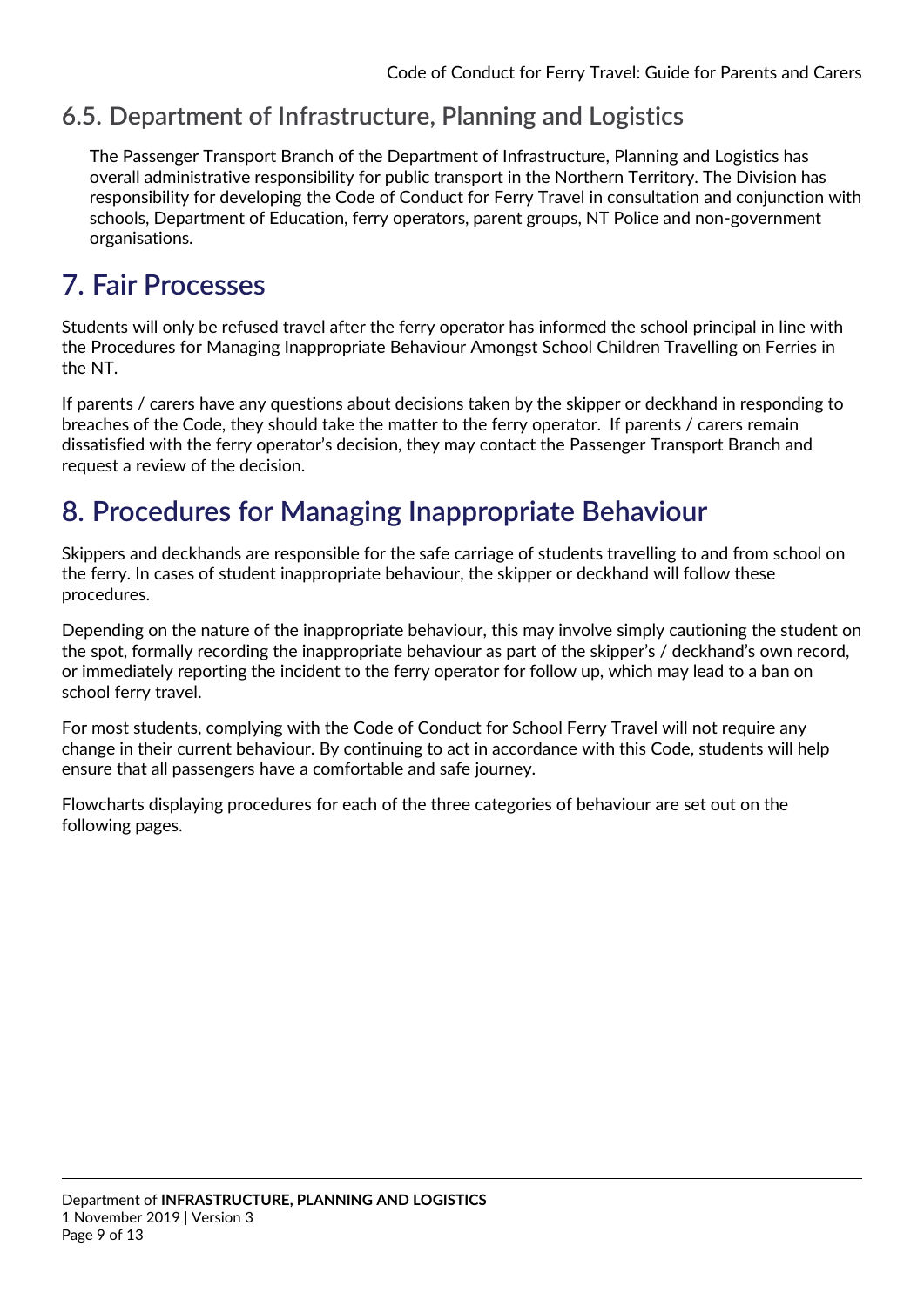### 6.5. Department of Infrastructure, Planning and Logistics

The Passenger Transport Branch of the Department of Infrastructure, Planning and Logistics has overall administrative responsibility for public transport in the Northern Territory. The Division has responsibility for developing the Code of Conduct for Ferry Travel in consultation and conjunction with schools, Department of Education, ferry operators, parent groups, NT Police and non-government organisations.

## 7. Fair Processes

Students will only be refused travel after the ferry operator has informed the school principal in line with the Procedures for Managing Inappropriate Behaviour Amongst School Children Travelling on Ferries in the NT.

If parents / carers have any questions about decisions taken by the skipper or deckhand in responding to breaches of the Code, they should take the matter to the ferry operator. If parents / carers remain dissatisfied with the ferry operator's decision, they may contact the Passenger Transport Branch and request a review of the decision.

## 8. Procedures for Managing Inappropriate Behaviour

Skippers and deckhands are responsible for the safe carriage of students travelling to and from school on the ferry. In cases of student inappropriate behaviour, the skipper or deckhand will follow these procedures.

Depending on the nature of the inappropriate behaviour, this may involve simply cautioning the student on the spot, formally recording the inappropriate behaviour as part of the skipper's / deckhand's own record, or immediately reporting the incident to the ferry operator for follow up, which may lead to a ban on school ferry travel.

For most students, complying with the Code of Conduct for School Ferry Travel will not require any change in their current behaviour. By continuing to act in accordance with this Code, students will help ensure that all passengers have a comfortable and safe journey.

Flowcharts displaying procedures for each of the three categories of behaviour are set out on the following pages.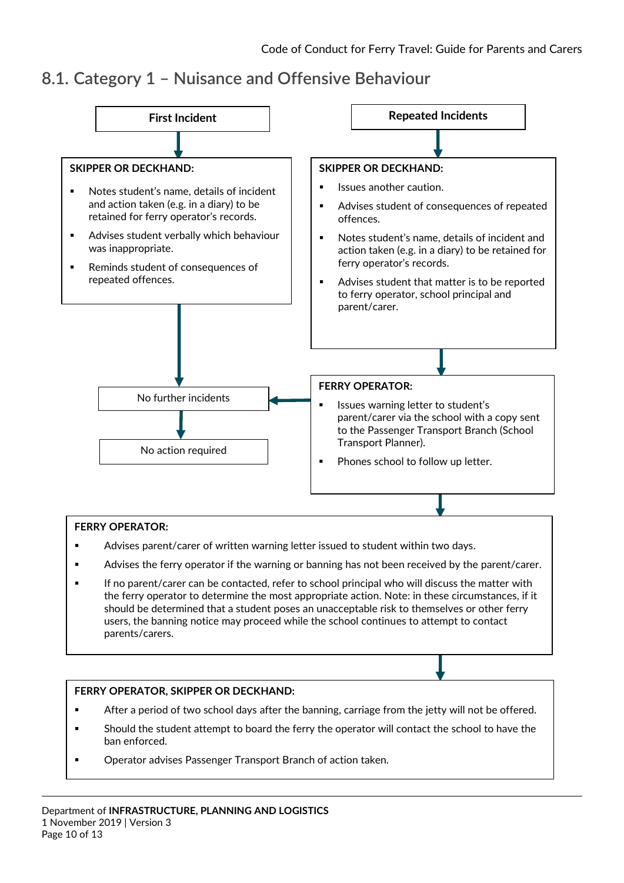## 8.1. Category 1 – Nuisance and Offensive Behaviour

**First Incident**

**SKIPPER OR DECKHAND:**

- Notes student's name, details of incident and action taken (e.g. in a diary) to be retained for ferry operator's records.
- Advises student verbally which behaviour was inappropriate.
- Reminds student of consequences of repeated offences.

No further incidents

No action required

**Repeated Incidents**

**SKIPPER OR DECKHAND:**

- Issues another caution.
- Advises student of consequences of repeated offences.
- Notes student's name, details of incident and action taken (e.g. in a diary) to be retained for ferry operator's records.
- Advises student that matter is to be reported to ferry operator, school principal and parent/carer.

**FERRY OPERATOR:**

- Issues warning letter to student's parent/carer via the school with a copy sent to the Passenger Transport Branch (School Transport Planner).
- Phones school to follow up letter.

**FERRY OPERATOR:**

- Advises parent/carer of written warning letter issued to student within two days.
- Advises the ferry operator if the warning or banning has not been received by the parent/carer.
- If no parent/carer can be contacted, refer to school principal who will discuss the matter with the ferry operator to determine the most appropriate action. Note: in these circumstances, if it should be determined that a student poses an unacceptable risk to themselves or other ferry users, the banning notice may proceed while the school continues to attempt to contact parents/carers.

**FERRY OPERATOR, SKIPPER OR DECKHAND:**

- After a period of two school days after the banning, carriage from the jetty will not be offered.
- Should the student attempt to board the ferry the operator will contact the school to have the ban enforced.
- Operator advises Passenger Transport Branch of action taken.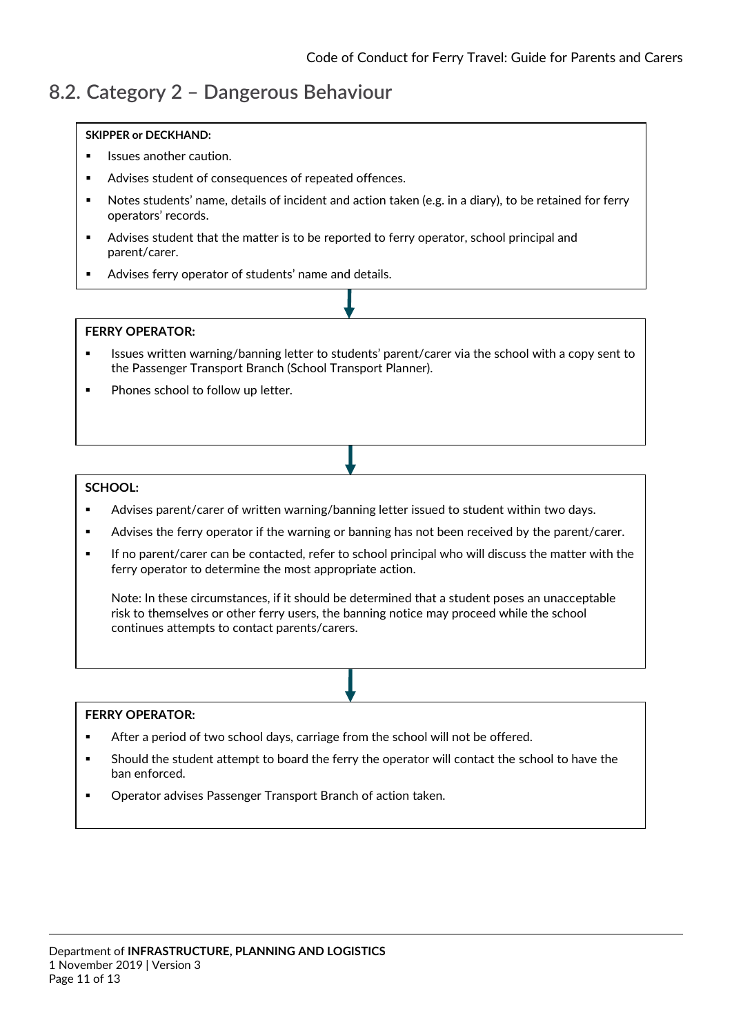## 8.2. Category 2 – Dangerous Behaviour

**SKIPPER or DECKHAND:**

- Issues another caution.
- Advises student of consequences of repeated offences.
- Notes students' name, details of incident and action taken (e.g. in a diary), to be retained for ferry operators' records.
- Advises student that the matter is to be reported to ferry operator, school principal and parent/carer.
- Advises ferry operator of students' name and details.

↓

**FERRY OPERATOR:**

- Issues written warning/banning letter to students' parent/carer via the school with a copy sent to the Passenger Transport Branch (School Transport Planner).
- Phones school to follow up letter.

↓

**SCHOOL:**

- Advises parent/carer of written warning/banning letter issued to student within two days.
- Advises the ferry operator if the warning or banning has not been received by the parent/carer.
- If no parent/carer can be contacted, refer to school principal who will discuss the matter with the ferry operator to determine the most appropriate action.

  Note: In these circumstances, if it should be determined that a student poses an unacceptable risk to themselves or other ferry users, the banning notice may proceed while the school continues attempts to contact parents/carers.

↓

**FERRY OPERATOR:**

- After a period of two school days, carriage from the school will not be offered.
- Should the student attempt to board the ferry the operator will contact the school to have the ban enforced.
- Operator advises Passenger Transport Branch of action taken.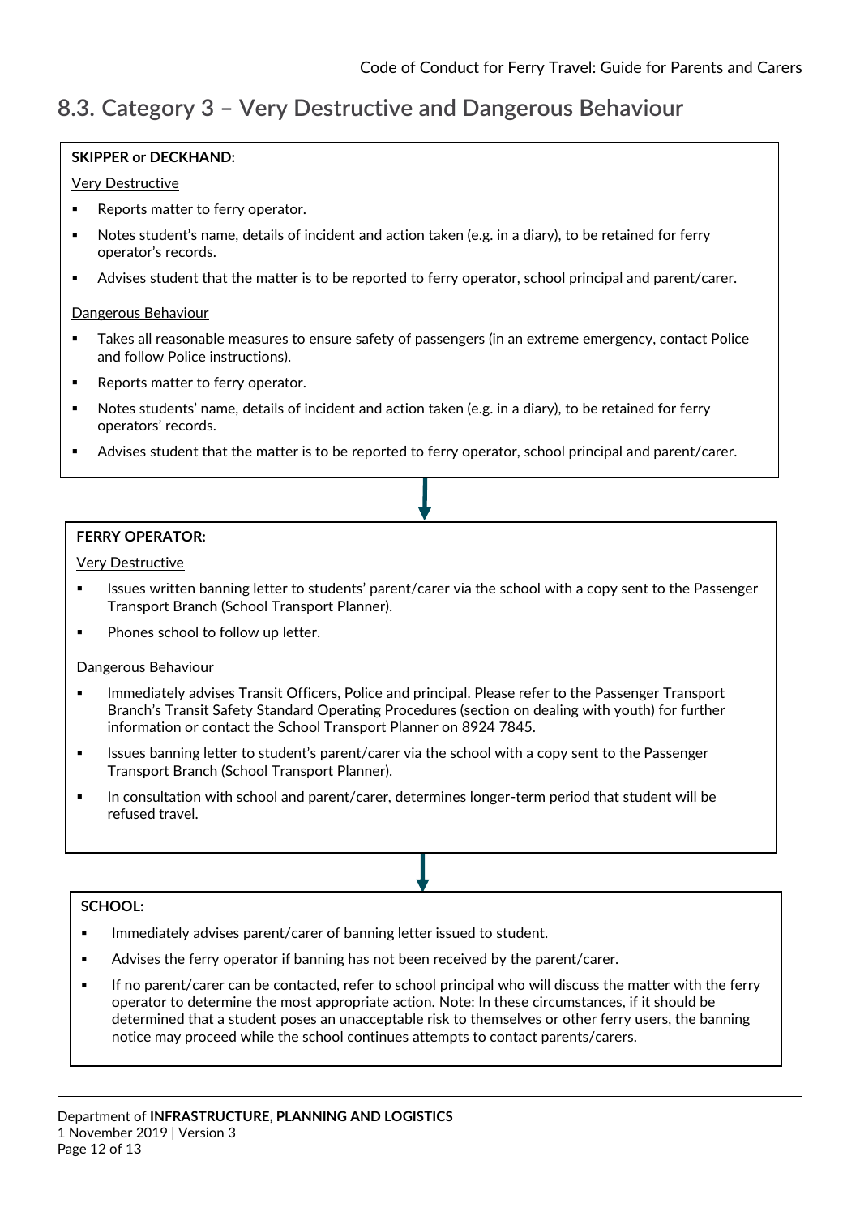## 8.3. Category 3 – Very Destructive and Dangerous Behaviour

**SKIPPER or DECKHAND:**

Very Destructive

- Reports matter to ferry operator.
- Notes student's name, details of incident and action taken (e.g. in a diary), to be retained for ferry operator's records.
- Advises student that the matter is to be reported to ferry operator, school principal and parent/carer.

Dangerous Behaviour

- Takes all reasonable measures to ensure safety of passengers (in an extreme emergency, contact Police and follow Police instructions).
- Reports matter to ferry operator.
- Notes students' name, details of incident and action taken (e.g. in a diary), to be retained for ferry operators' records.
- Advises student that the matter is to be reported to ferry operator, school principal and parent/carer.

↓

**FERRY OPERATOR:**

Very Destructive

- Issues written banning letter to students' parent/carer via the school with a copy sent to the Passenger Transport Branch (School Transport Planner).
- Phones school to follow up letter.

Dangerous Behaviour

- Immediately advises Transit Officers, Police and principal. Please refer to the Passenger Transport Branch's Transit Safety Standard Operating Procedures (section on dealing with youth) for further information or contact the School Transport Planner on 8924 7845.
- Issues banning letter to student's parent/carer via the school with a copy sent to the Passenger Transport Branch (School Transport Planner).
- In consultation with school and parent/carer, determines longer-term period that student will be refused travel.

↓

**SCHOOL:**

- Immediately advises parent/carer of banning letter issued to student.
- Advises the ferry operator if banning has not been received by the parent/carer.
- If no parent/carer can be contacted, refer to school principal who will discuss the matter with the ferry operator to determine the most appropriate action. Note: In these circumstances, if it should be determined that a student poses an unacceptable risk to themselves or other ferry users, the banning notice may proceed while the school continues attempts to contact parents/carers.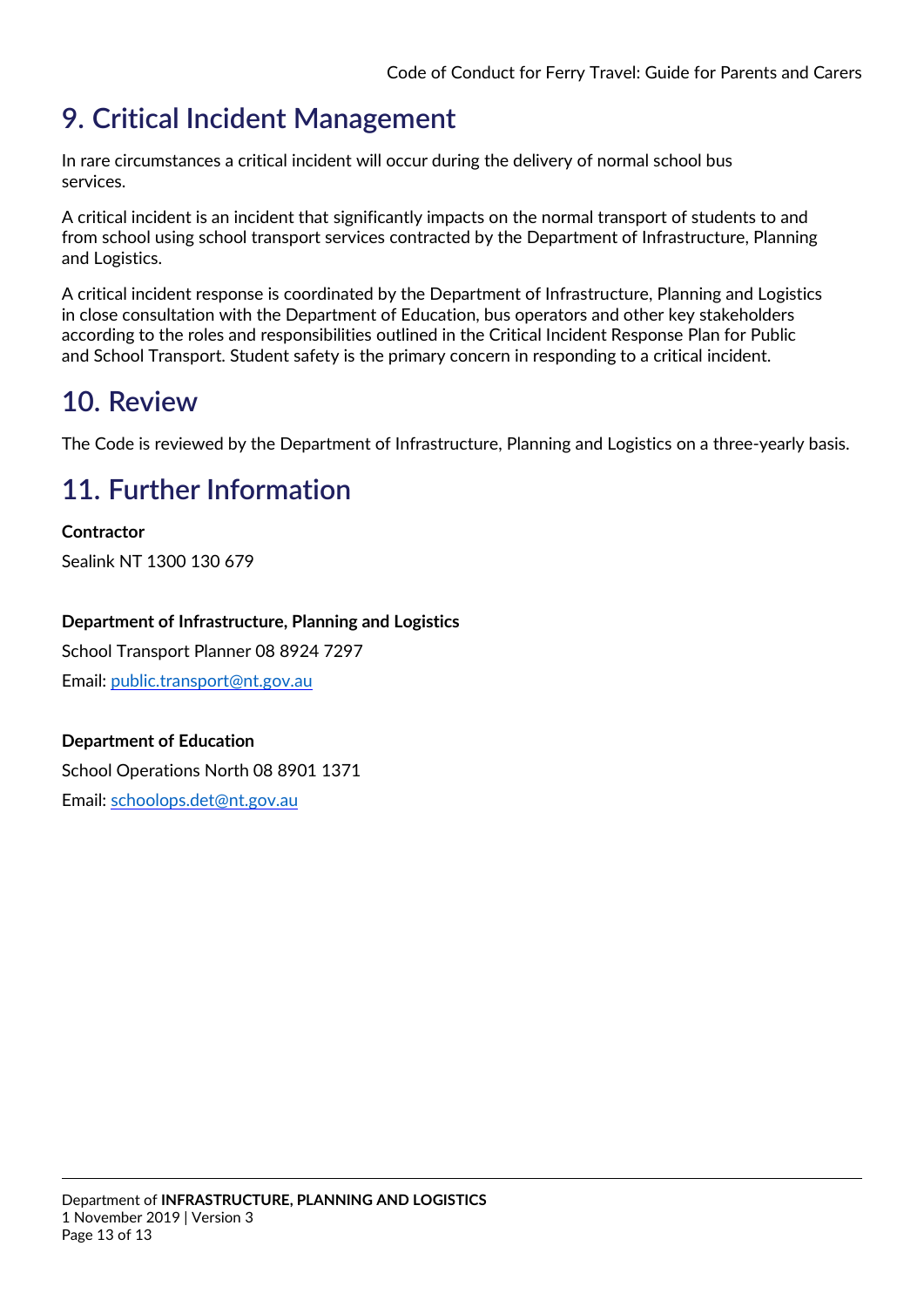# 9. Critical Incident Management

In rare circumstances a critical incident will occur during the delivery of normal school bus services.

A critical incident is an incident that significantly impacts on the normal transport of students to and from school using school transport services contracted by the Department of Infrastructure, Planning and Logistics.

A critical incident response is coordinated by the Department of Infrastructure, Planning and Logistics in close consultation with the Department of Education, bus operators and other key stakeholders according to the roles and responsibilities outlined in the Critical Incident Response Plan for Public and School Transport. Student safety is the primary concern in responding to a critical incident.

# 10. Review

The Code is reviewed by the Department of Infrastructure, Planning and Logistics on a three-yearly basis.

# 11. Further Information

**Contractor**

Sealink NT 1300 130 679

**Department of Infrastructure, Planning and Logistics**

School Transport Planner 08 8924 7297

Email: public.transport@nt.gov.au

**Department of Education**

School Operations North 08 8901 1371

Email: schoolops.det@nt.gov.au